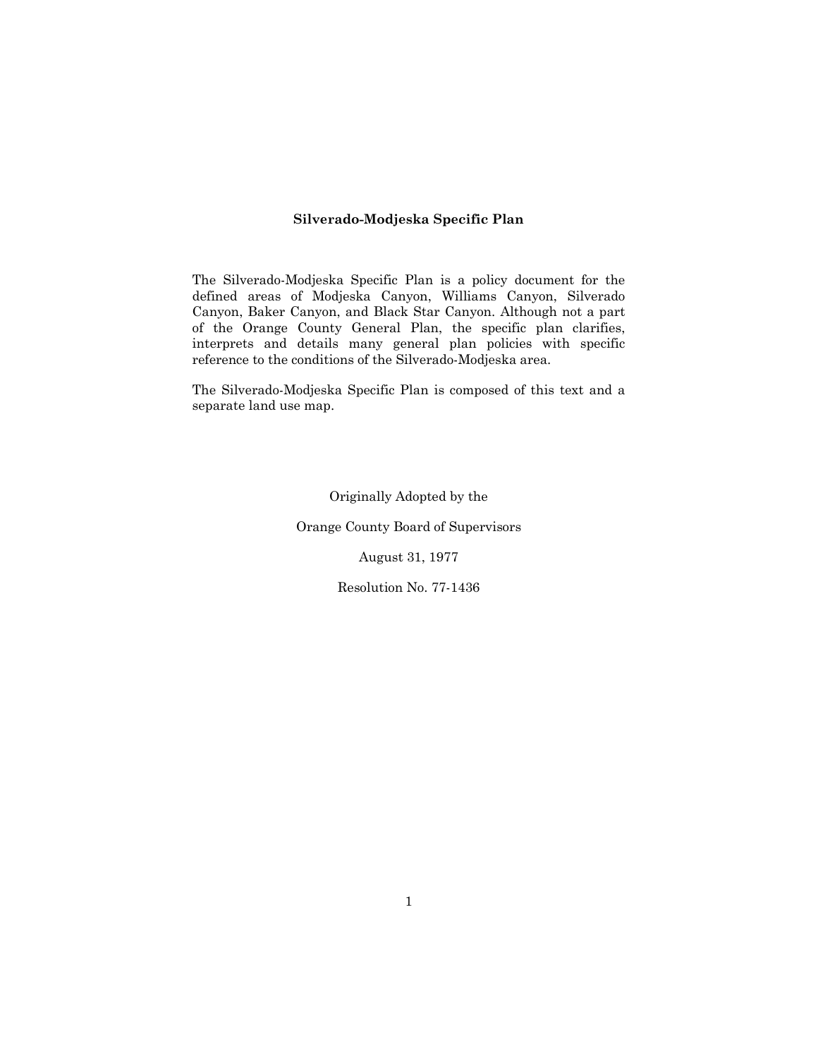# Silverado-Modjeska Specific Plan

The Silverado-Modjeska Specific Plan is a policy document for the defined areas of Modjeska Canyon, Williams Canyon, Silverado Canyon, Baker Canyon, and Black Star Canyon. Although not a part of the Orange County General Plan, the specific plan clarifies, interprets and details many general plan policies with specific reference to the conditions of the Silverado-Modjeska area.

The Silverado-Modjeska Specific Plan is composed of this text and a separate land use map.

Originally Adopted by the

Orange County Board of Supervisors

August 31, 1977

Resolution No. 77-1436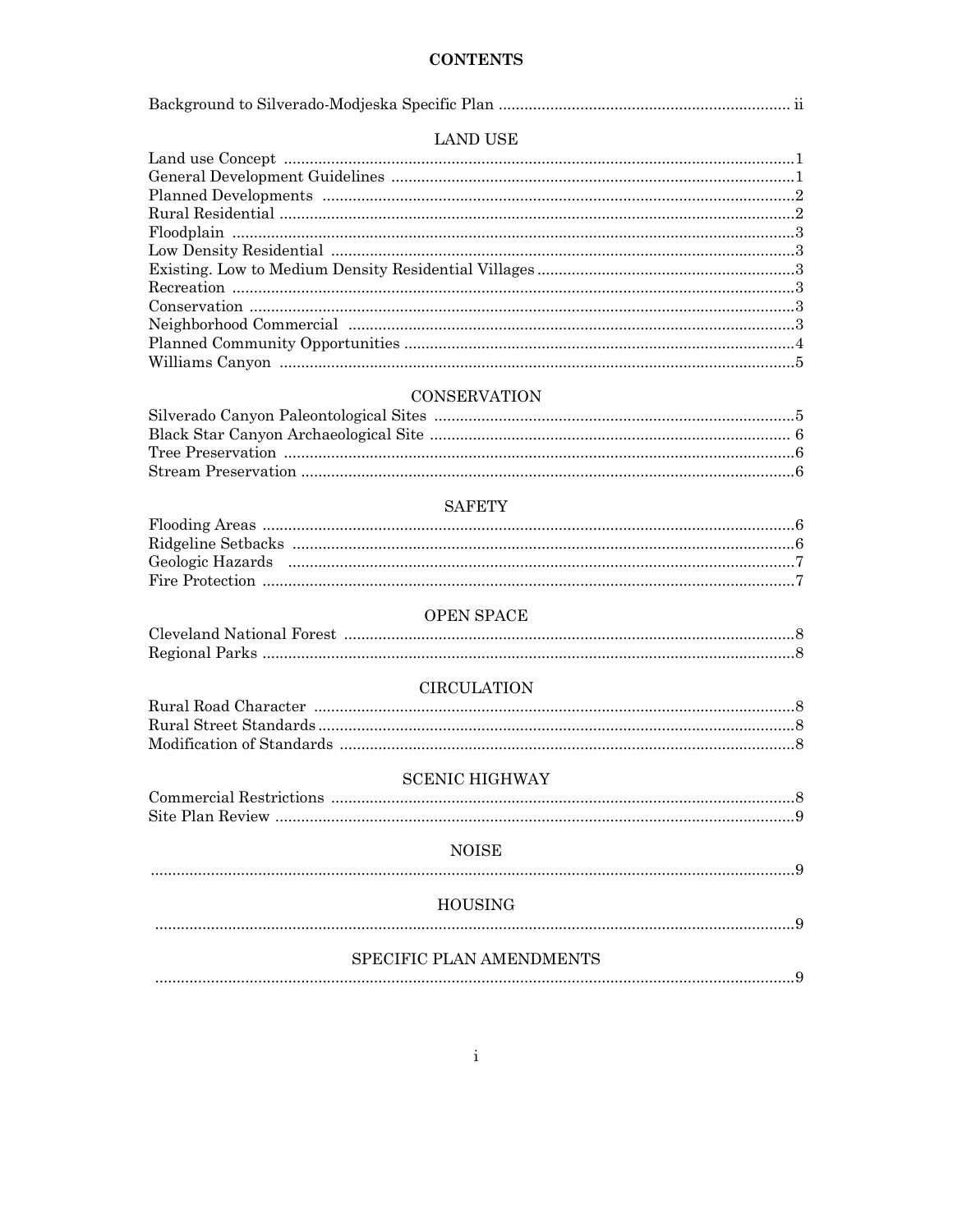# CONTENTS

Background to Silverado-Modjeska Specific Plan .................................................................... ii

## LAND USE

Land use Concept .......................................................................................................................1
General Development Guidelines ..............................................................................................1
Planned Developments ..............................................................................................................2
Rural Residential ........................................................................................................................2
Floodplain ...................................................................................................................................3
Low Density Residential ............................................................................................................3
Existing. Low to Medium Density Residential Villages .............................................................3
Recreation ...................................................................................................................................3
Conservation ...............................................................................................................................3
Neighborhood Commercial ........................................................................................................3
Planned Community Opportunities ...........................................................................................4
Williams Canyon ........................................................................................................................5

## CONSERVATION

Silverado Canyon Paleontological Sites ....................................................................................5
Black Star Canyon Archaeological Site .................................................................................... 6
Tree Preservation .......................................................................................................................6
Stream Preservation ...................................................................................................................6

## SAFETY

Flooding Areas ............................................................................................................................6
Ridgeline Setbacks .....................................................................................................................6
Geologic Hazards ......................................................................................................................7
Fire Protection ............................................................................................................................7

## OPEN SPACE

Cleveland National Forest .........................................................................................................8
Regional Parks ............................................................................................................................8

## CIRCULATION

Rural Road Character ................................................................................................................8
Rural Street Standards ...............................................................................................................8
Modification of Standards ..........................................................................................................8

## SCENIC HIGHWAY

Commercial Restrictions ............................................................................................................8
Site Plan Review .........................................................................................................................9

## NOISE

.....................................................................................................................................................9

## HOUSING

.....................................................................................................................................................9

## SPECIFIC PLAN AMENDMENTS

.....................................................................................................................................................9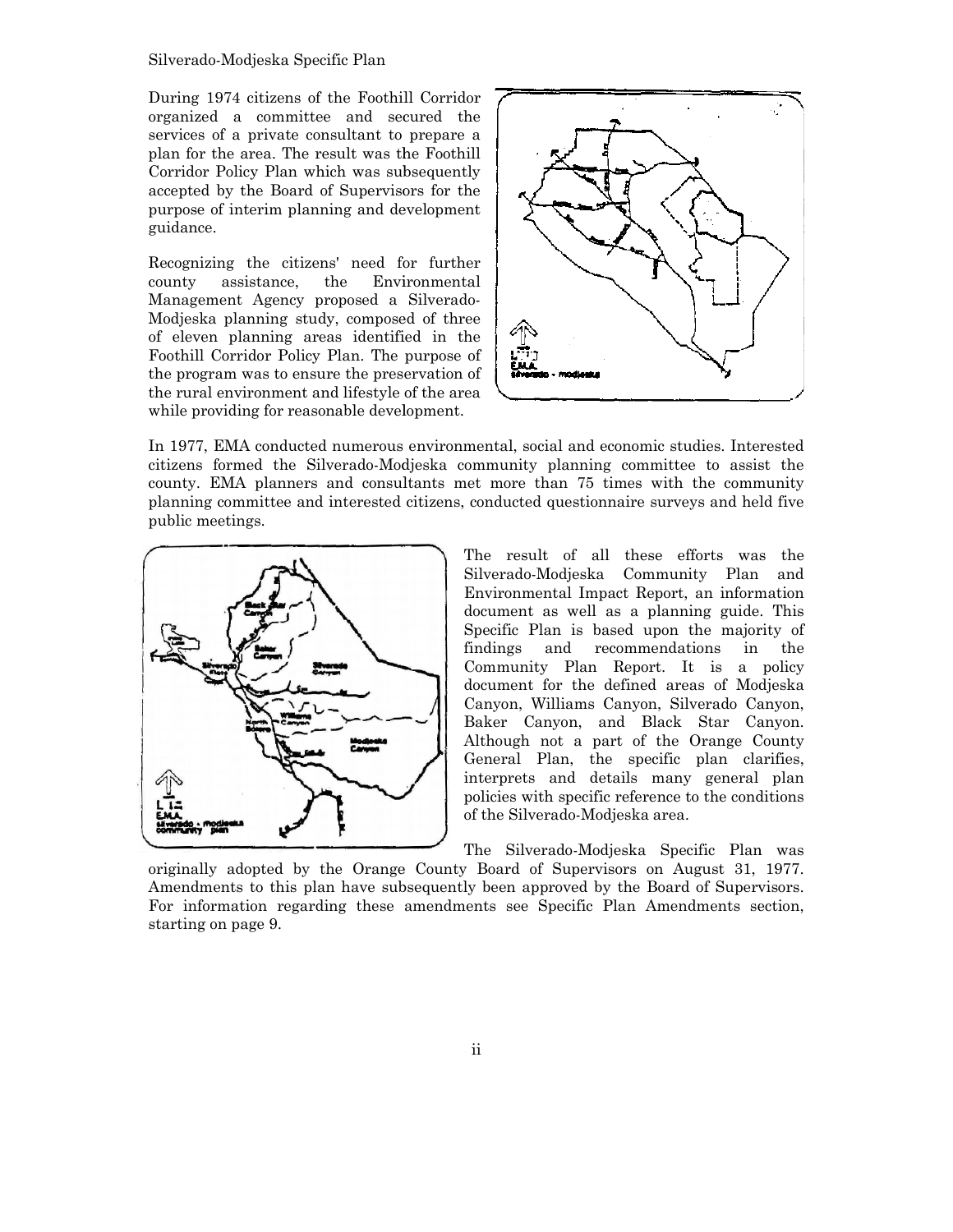During 1974 citizens of the Foothill Corridor organized a committee and secured the services of a private consultant to prepare a plan for the area. The result was the Foothill Corridor Policy Plan which was subsequently accepted by the Board of Supervisors for the purpose of interim planning and development guidance.

Recognizing the citizens' need for further county assistance, the Environmental Management Agency proposed a Silverado-Modjeska planning study, composed of three of eleven planning areas identified in the Foothill Corridor Policy Plan. The purpose of the program was to ensure the preservation of the rural environment and lifestyle of the area while providing for reasonable development.

In 1977, EMA conducted numerous environmental, social and economic studies. Interested citizens formed the Silverado-Modjeska community planning committee to assist the county. EMA planners and consultants met more than 75 times with the community planning committee and interested citizens, conducted questionnaire surveys and held five public meetings.

The result of all these efforts was the Silverado-Modjeska Community Plan and Environmental Impact Report, an information document as well as a planning guide. This Specific Plan is based upon the majority of findings and recommendations in the Community Plan Report. It is a policy document for the defined areas of Modjeska Canyon, Williams Canyon, Silverado Canyon, Baker Canyon, and Black Star Canyon. Although not a part of the Orange County General Plan, the specific plan clarifies, interprets and details many general plan policies with specific reference to the conditions of the Silverado-Modjeska area.

The Silverado-Modjeska Specific Plan was originally adopted by the Orange County Board of Supervisors on August 31, 1977. Amendments to this plan have subsequently been approved by the Board of Supervisors. For information regarding these amendments see Specific Plan Amendments section, starting on page 9.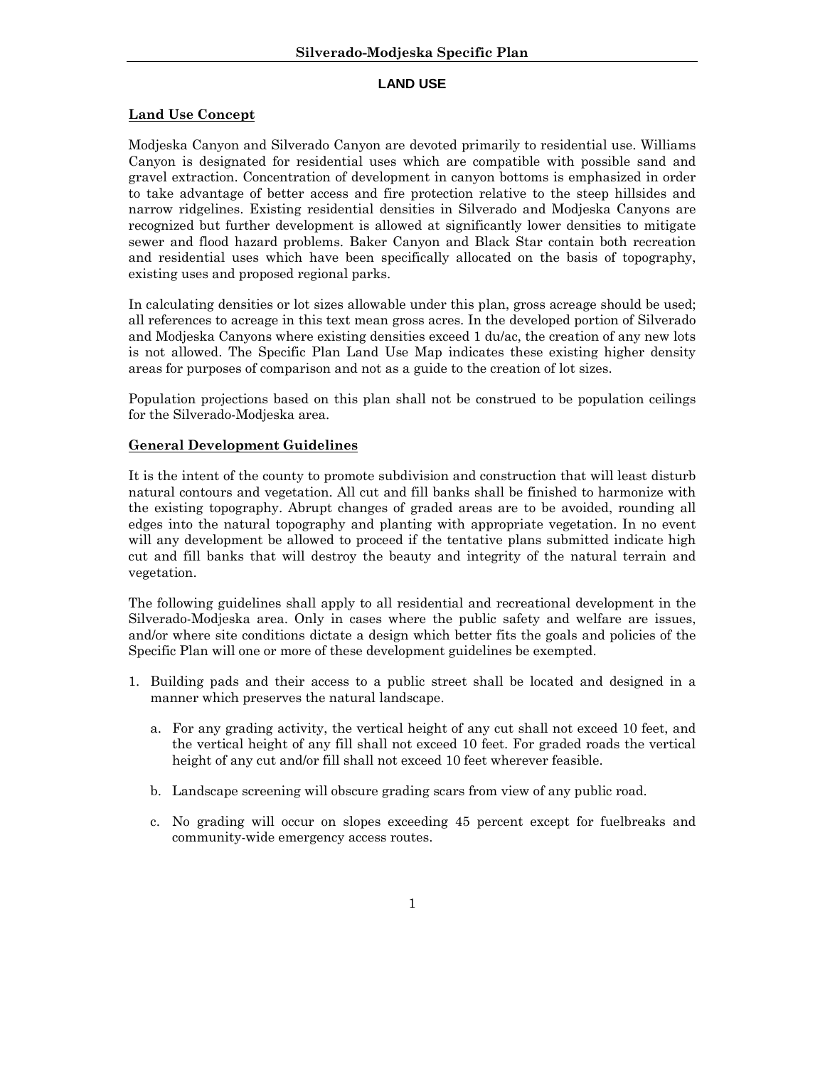## LAND USE

### Land Use Concept

Modjeska Canyon and Silverado Canyon are devoted primarily to residential use. Williams Canyon is designated for residential uses which are compatible with possible sand and gravel extraction. Concentration of development in canyon bottoms is emphasized in order to take advantage of better access and fire protection relative to the steep hillsides and narrow ridgelines. Existing residential densities in Silverado and Modjeska Canyons are recognized but further development is allowed at significantly lower densities to mitigate sewer and flood hazard problems. Baker Canyon and Black Star contain both recreation and residential uses which have been specifically allocated on the basis of topography, existing uses and proposed regional parks.

In calculating densities or lot sizes allowable under this plan, gross acreage should be used; all references to acreage in this text mean gross acres. In the developed portion of Silverado and Modjeska Canyons where existing densities exceed 1 du/ac, the creation of any new lots is not allowed. The Specific Plan Land Use Map indicates these existing higher density areas for purposes of comparison and not as a guide to the creation of lot sizes.

Population projections based on this plan shall not be construed to be population ceilings for the Silverado-Modjeska area.

### General Development Guidelines

It is the intent of the county to promote subdivision and construction that will least disturb natural contours and vegetation. All cut and fill banks shall be finished to harmonize with the existing topography. Abrupt changes of graded areas are to be avoided, rounding all edges into the natural topography and planting with appropriate vegetation. In no event will any development be allowed to proceed if the tentative plans submitted indicate high cut and fill banks that will destroy the beauty and integrity of the natural terrain and vegetation.

The following guidelines shall apply to all residential and recreational development in the Silverado-Modjeska area. Only in cases where the public safety and welfare are issues, and/or where site conditions dictate a design which better fits the goals and policies of the Specific Plan will one or more of these development guidelines be exempted.

1. Building pads and their access to a public street shall be located and designed in a manner which preserves the natural landscape.

   a. For any grading activity, the vertical height of any cut shall not exceed 10 feet, and the vertical height of any fill shall not exceed 10 feet. For graded roads the vertical height of any cut and/or fill shall not exceed 10 feet wherever feasible.

   b. Landscape screening will obscure grading scars from view of any public road.

   c. No grading will occur on slopes exceeding 45 percent except for fuelbreaks and community-wide emergency access routes.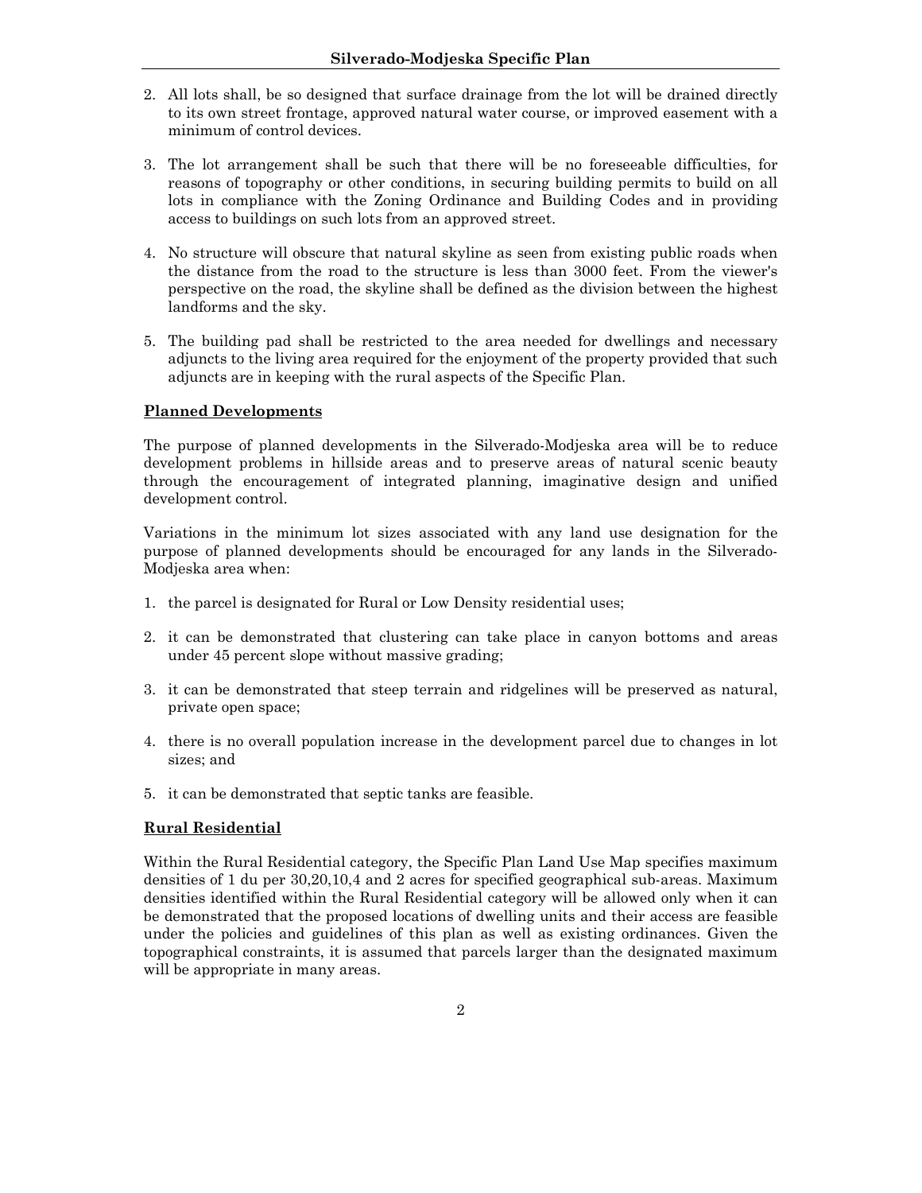2. All lots shall, be so designed that surface drainage from the lot will be drained directly to its own street frontage, approved natural water course, or improved easement with a minimum of control devices.

3. The lot arrangement shall be such that there will be no foreseeable difficulties, for reasons of topography or other conditions, in securing building permits to build on all lots in compliance with the Zoning Ordinance and Building Codes and in providing access to buildings on such lots from an approved street.

4. No structure will obscure that natural skyline as seen from existing public roads when the distance from the road to the structure is less than 3000 feet. From the viewer's perspective on the road, the skyline shall be defined as the division between the highest landforms and the sky.

5. The building pad shall be restricted to the area needed for dwellings and necessary adjuncts to the living area required for the enjoyment of the property provided that such adjuncts are in keeping with the rural aspects of the Specific Plan.

**Planned Developments**

The purpose of planned developments in the Silverado-Modjeska area will be to reduce development problems in hillside areas and to preserve areas of natural scenic beauty through the encouragement of integrated planning, imaginative design and unified development control.

Variations in the minimum lot sizes associated with any land use designation for the purpose of planned developments should be encouraged for any lands in the Silverado-Modjeska area when:

1. the parcel is designated for Rural or Low Density residential uses;

2. it can be demonstrated that clustering can take place in canyon bottoms and areas under 45 percent slope without massive grading;

3. it can be demonstrated that steep terrain and ridgelines will be preserved as natural, private open space;

4. there is no overall population increase in the development parcel due to changes in lot sizes; and

5. it can be demonstrated that septic tanks are feasible.

**Rural Residential**

Within the Rural Residential category, the Specific Plan Land Use Map specifies maximum densities of 1 du per 30,20,10,4 and 2 acres for specified geographical sub-areas. Maximum densities identified within the Rural Residential category will be allowed only when it can be demonstrated that the proposed locations of dwelling units and their access are feasible under the policies and guidelines of this plan as well as existing ordinances. Given the topographical constraints, it is assumed that parcels larger than the designated maximum will be appropriate in many areas.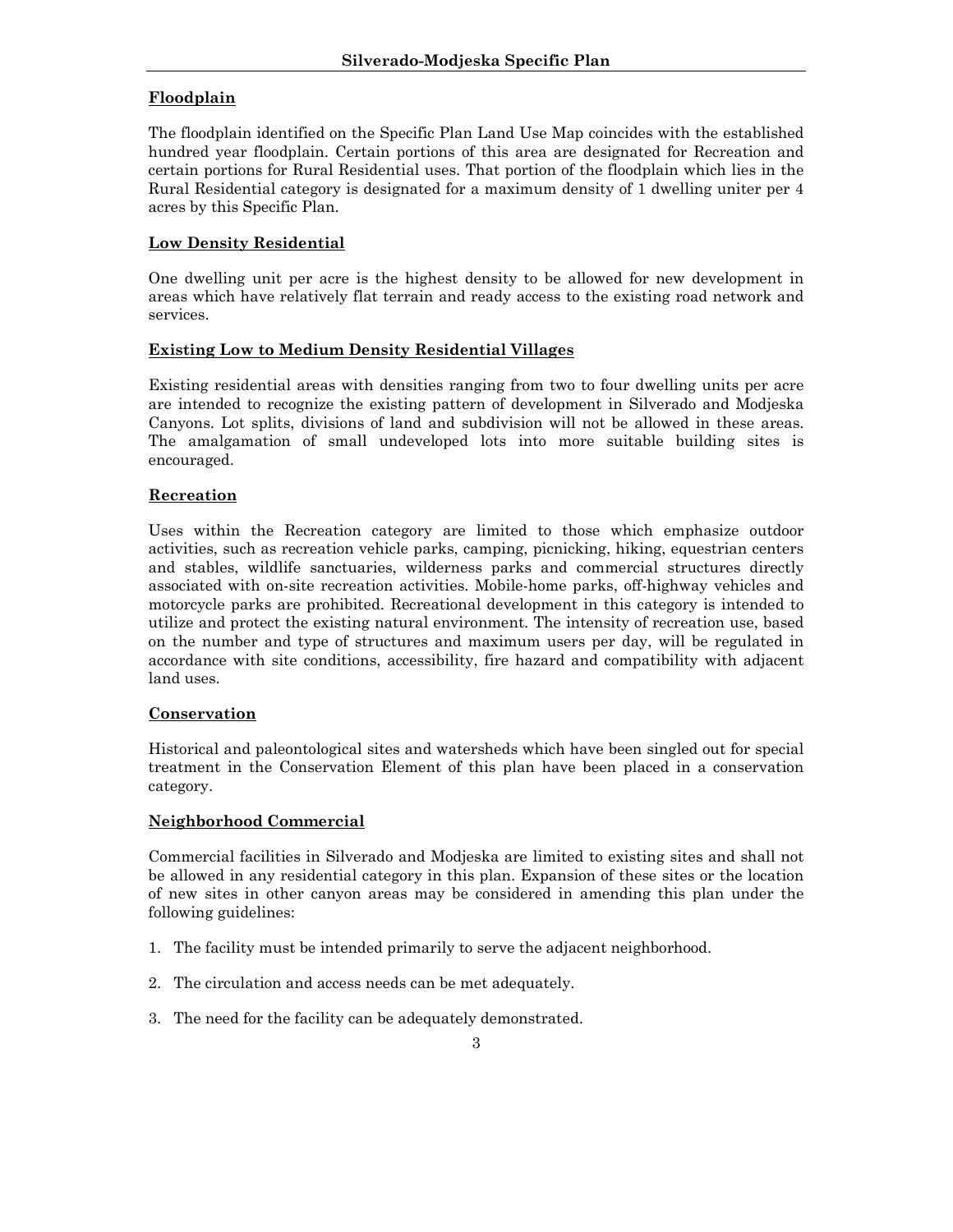### Floodplain

The floodplain identified on the Specific Plan Land Use Map coincides with the established hundred year floodplain. Certain portions of this area are designated for Recreation and certain portions for Rural Residential uses. That portion of the floodplain which lies in the Rural Residential category is designated for a maximum density of 1 dwelling uniter per 4 acres by this Specific Plan.

### Low Density Residential

One dwelling unit per acre is the highest density to be allowed for new development in areas which have relatively flat terrain and ready access to the existing road network and services.

### Existing Low to Medium Density Residential Villages

Existing residential areas with densities ranging from two to four dwelling units per acre are intended to recognize the existing pattern of development in Silverado and Modjeska Canyons. Lot splits, divisions of land and subdivision will not be allowed in these areas. The amalgamation of small undeveloped lots into more suitable building sites is encouraged.

### Recreation

Uses within the Recreation category are limited to those which emphasize outdoor activities, such as recreation vehicle parks, camping, picnicking, hiking, equestrian centers and stables, wildlife sanctuaries, wilderness parks and commercial structures directly associated with on-site recreation activities. Mobile-home parks, off-highway vehicles and motorcycle parks are prohibited. Recreational development in this category is intended to utilize and protect the existing natural environment. The intensity of recreation use, based on the number and type of structures and maximum users per day, will be regulated in accordance with site conditions, accessibility, fire hazard and compatibility with adjacent land uses.

### Conservation

Historical and paleontological sites and watersheds which have been singled out for special treatment in the Conservation Element of this plan have been placed in a conservation category.

### Neighborhood Commercial

Commercial facilities in Silverado and Modjeska are limited to existing sites and shall not be allowed in any residential category in this plan. Expansion of these sites or the location of new sites in other canyon areas may be considered in amending this plan under the following guidelines:

1. The facility must be intended primarily to serve the adjacent neighborhood.
2. The circulation and access needs can be met adequately.
3. The need for the facility can be adequately demonstrated.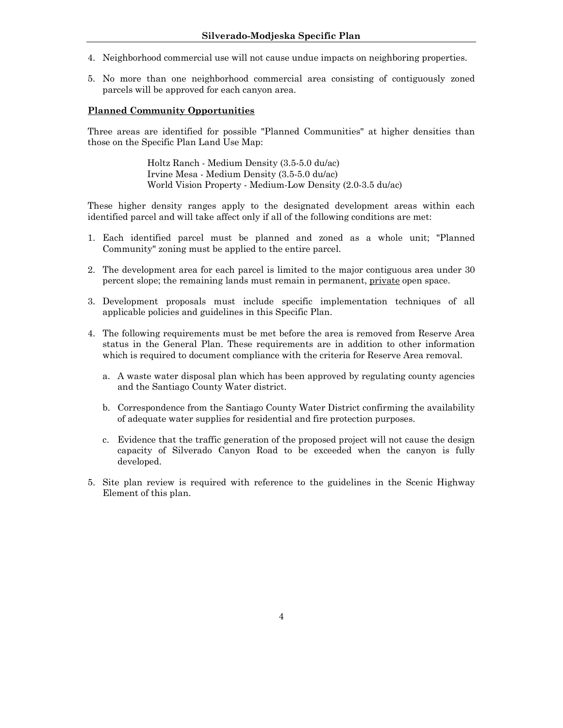4. Neighborhood commercial use will not cause undue impacts on neighboring properties.

5. No more than one neighborhood commercial area consisting of contiguously zoned parcels will be approved for each canyon area.

**Planned Community Opportunities**

Three areas are identified for possible "Planned Communities" at higher densities than those on the Specific Plan Land Use Map:

Holtz Ranch - Medium Density (3.5-5.0 du/ac)
Irvine Mesa - Medium Density (3.5-5.0 du/ac)
World Vision Property - Medium-Low Density (2.0-3.5 du/ac)

These higher density ranges apply to the designated development areas within each identified parcel and will take affect only if all of the following conditions are met:

1. Each identified parcel must be planned and zoned as a whole unit; "Planned Community" zoning must be applied to the entire parcel.

2. The development area for each parcel is limited to the major contiguous area under 30 percent slope; the remaining lands must remain in permanent, private open space.

3. Development proposals must include specific implementation techniques of all applicable policies and guidelines in this Specific Plan.

4. The following requirements must be met before the area is removed from Reserve Area status in the General Plan. These requirements are in addition to other information which is required to document compliance with the criteria for Reserve Area removal.

   a. A waste water disposal plan which has been approved by regulating county agencies and the Santiago County Water district.

   b. Correspondence from the Santiago County Water District confirming the availability of adequate water supplies for residential and fire protection purposes.

   c. Evidence that the traffic generation of the proposed project will not cause the design capacity of Silverado Canyon Road to be exceeded when the canyon is fully developed.

5. Site plan review is required with reference to the guidelines in the Scenic Highway Element of this plan.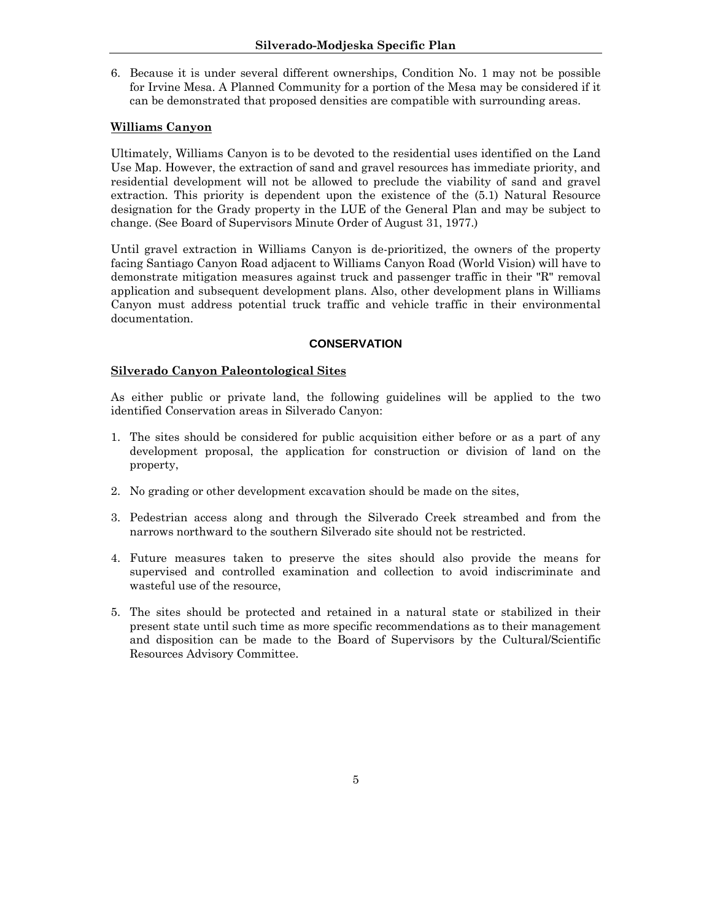6. Because it is under several different ownerships, Condition No. 1 may not be possible for Irvine Mesa. A Planned Community for a portion of the Mesa may be considered if it can be demonstrated that proposed densities are compatible with surrounding areas.

**Williams Canyon**

Ultimately, Williams Canyon is to be devoted to the residential uses identified on the Land Use Map. However, the extraction of sand and gravel resources has immediate priority, and residential development will not be allowed to preclude the viability of sand and gravel extraction. This priority is dependent upon the existence of the (5.1) Natural Resource designation for the Grady property in the LUE of the General Plan and may be subject to change. (See Board of Supervisors Minute Order of August 31, 1977.)

Until gravel extraction in Williams Canyon is de-prioritized, the owners of the property facing Santiago Canyon Road adjacent to Williams Canyon Road (World Vision) will have to demonstrate mitigation measures against truck and passenger traffic in their "R" removal application and subsequent development plans. Also, other development plans in Williams Canyon must address potential truck traffic and vehicle traffic in their environmental documentation.

## CONSERVATION

**Silverado Canyon Paleontological Sites**

As either public or private land, the following guidelines will be applied to the two identified Conservation areas in Silverado Canyon:

1. The sites should be considered for public acquisition either before or as a part of any development proposal, the application for construction or division of land on the property,

2. No grading or other development excavation should be made on the sites,

3. Pedestrian access along and through the Silverado Creek streambed and from the narrows northward to the southern Silverado site should not be restricted.

4. Future measures taken to preserve the sites should also provide the means for supervised and controlled examination and collection to avoid indiscriminate and wasteful use of the resource,

5. The sites should be protected and retained in a natural state or stabilized in their present state until such time as more specific recommendations as to their management and disposition can be made to the Board of Supervisors by the Cultural/Scientific Resources Advisory Committee.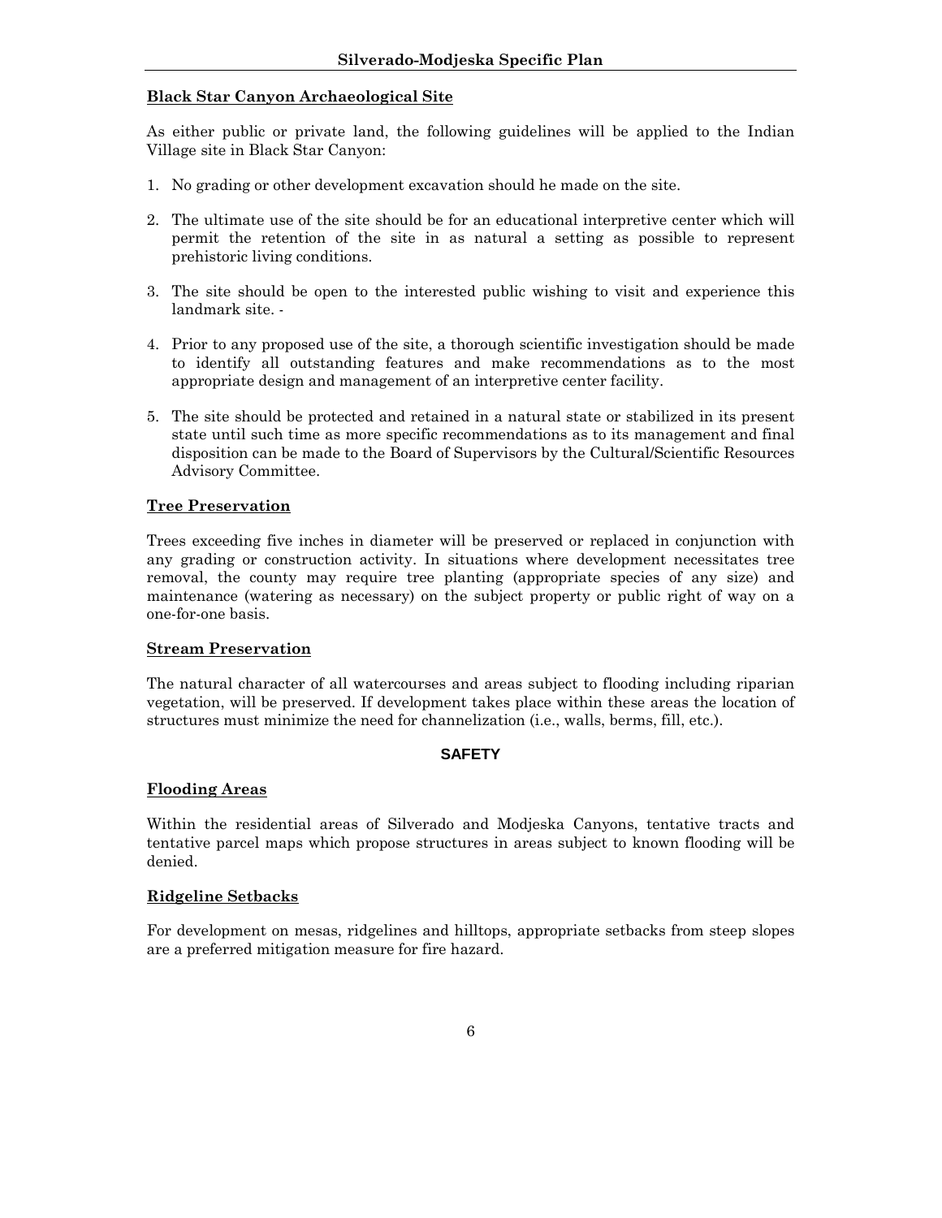**Black Star Canyon Archaeological Site**

As either public or private land, the following guidelines will be applied to the Indian Village site in Black Star Canyon:

1. No grading or other development excavation should he made on the site.
2. The ultimate use of the site should be for an educational interpretive center which will permit the retention of the site in as natural a setting as possible to represent prehistoric living conditions.
3. The site should be open to the interested public wishing to visit and experience this landmark site. -
4. Prior to any proposed use of the site, a thorough scientific investigation should be made to identify all outstanding features and make recommendations as to the most appropriate design and management of an interpretive center facility.
5. The site should be protected and retained in a natural state or stabilized in its present state until such time as more specific recommendations as to its management and final disposition can be made to the Board of Supervisors by the Cultural/Scientific Resources Advisory Committee.

**Tree Preservation**

Trees exceeding five inches in diameter will be preserved or replaced in conjunction with any grading or construction activity. In situations where development necessitates tree removal, the county may require tree planting (appropriate species of any size) and maintenance (watering as necessary) on the subject property or public right of way on a one-for-one basis.

**Stream Preservation**

The natural character of all watercourses and areas subject to flooding including riparian vegetation, will be preserved. If development takes place within these areas the location of structures must minimize the need for channelization (i.e., walls, berms, fill, etc.).

## SAFETY

**Flooding Areas**

Within the residential areas of Silverado and Modjeska Canyons, tentative tracts and tentative parcel maps which propose structures in areas subject to known flooding will be denied.

**Ridgeline Setbacks**

For development on mesas, ridgelines and hilltops, appropriate setbacks from steep slopes are a preferred mitigation measure for fire hazard.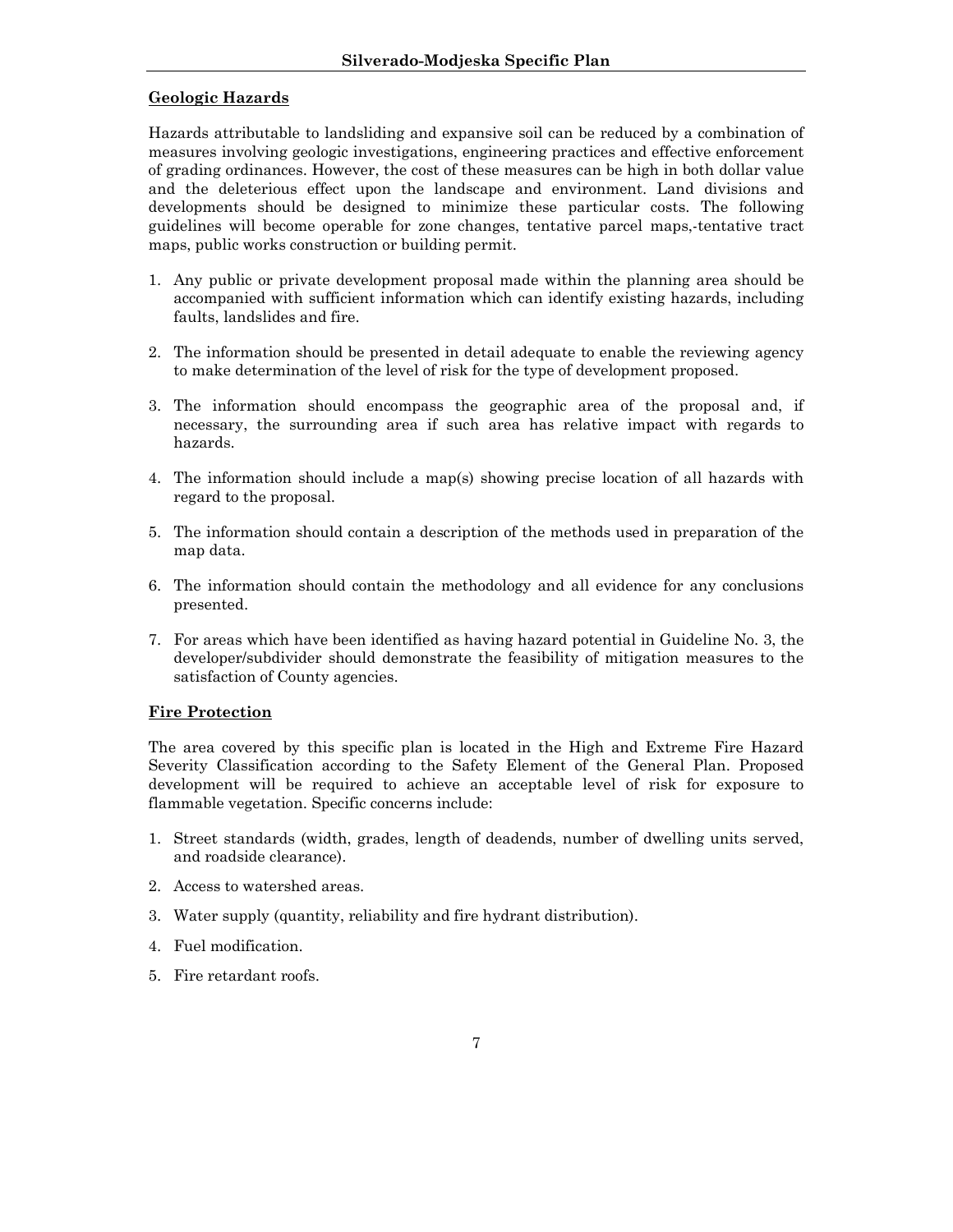## Geologic Hazards

Hazards attributable to landsliding and expansive soil can be reduced by a combination of measures involving geologic investigations, engineering practices and effective enforcement of grading ordinances. However, the cost of these measures can be high in both dollar value and the deleterious effect upon the landscape and environment. Land divisions and developments should be designed to minimize these particular costs. The following guidelines will become operable for zone changes, tentative parcel maps,-tentative tract maps, public works construction or building permit.

1. Any public or private development proposal made within the planning area should be accompanied with sufficient information which can identify existing hazards, including faults, landslides and fire.
2. The information should be presented in detail adequate to enable the reviewing agency to make determination of the level of risk for the type of development proposed.
3. The information should encompass the geographic area of the proposal and, if necessary, the surrounding area if such area has relative impact with regards to hazards.
4. The information should include a map(s) showing precise location of all hazards with regard to the proposal.
5. The information should contain a description of the methods used in preparation of the map data.
6. The information should contain the methodology and all evidence for any conclusions presented.
7. For areas which have been identified as having hazard potential in Guideline No. 3, the developer/subdivider should demonstrate the feasibility of mitigation measures to the satisfaction of County agencies.

## Fire Protection

The area covered by this specific plan is located in the High and Extreme Fire Hazard Severity Classification according to the Safety Element of the General Plan. Proposed development will be required to achieve an acceptable level of risk for exposure to flammable vegetation. Specific concerns include:

1. Street standards (width, grades, length of deadends, number of dwelling units served, and roadside clearance).
2. Access to watershed areas.
3. Water supply (quantity, reliability and fire hydrant distribution).
4. Fuel modification.
5. Fire retardant roofs.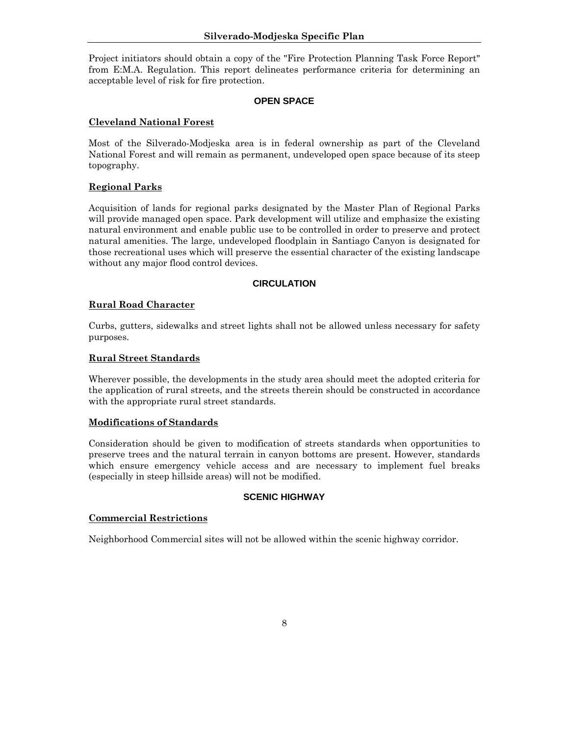Project initiators should obtain a copy of the "Fire Protection Planning Task Force Report" from E:M.A. Regulation. This report delineates performance criteria for determining an acceptable level of risk for fire protection.

## OPEN SPACE

### Cleveland National Forest

Most of the Silverado-Modjeska area is in federal ownership as part of the Cleveland National Forest and will remain as permanent, undeveloped open space because of its steep topography.

### Regional Parks

Acquisition of lands for regional parks designated by the Master Plan of Regional Parks will provide managed open space. Park development will utilize and emphasize the existing natural environment and enable public use to be controlled in order to preserve and protect natural amenities. The large, undeveloped floodplain in Santiago Canyon is designated for those recreational uses which will preserve the essential character of the existing landscape without any major flood control devices.

## CIRCULATION

### Rural Road Character

Curbs, gutters, sidewalks and street lights shall not be allowed unless necessary for safety purposes.

### Rural Street Standards

Wherever possible, the developments in the study area should meet the adopted criteria for the application of rural streets, and the streets therein should be constructed in accordance with the appropriate rural street standards.

### Modifications of Standards

Consideration should be given to modification of streets standards when opportunities to preserve trees and the natural terrain in canyon bottoms are present. However, standards which ensure emergency vehicle access and are necessary to implement fuel breaks (especially in steep hillside areas) will not be modified.

## SCENIC HIGHWAY

### Commercial Restrictions

Neighborhood Commercial sites will not be allowed within the scenic highway corridor.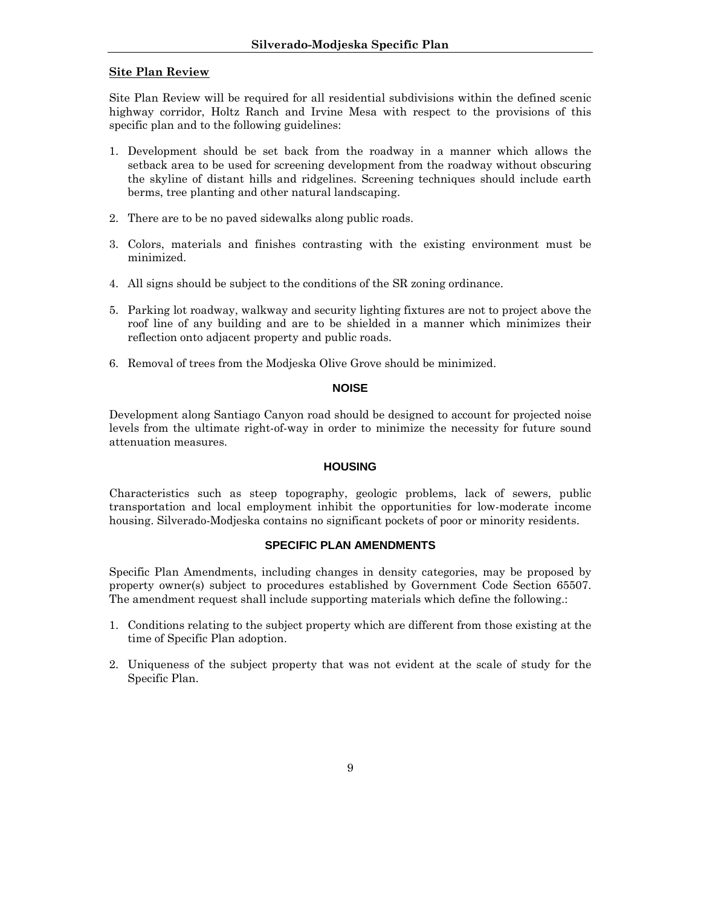## Site Plan Review

Site Plan Review will be required for all residential subdivisions within the defined scenic highway corridor, Holtz Ranch and Irvine Mesa with respect to the provisions of this specific plan and to the following guidelines:

1. Development should be set back from the roadway in a manner which allows the setback area to be used for screening development from the roadway without obscuring the skyline of distant hills and ridgelines. Screening techniques should include earth berms, tree planting and other natural landscaping.

2. There are to be no paved sidewalks along public roads.

3. Colors, materials and finishes contrasting with the existing environment must be minimized.

4. All signs should be subject to the conditions of the SR zoning ordinance.

5. Parking lot roadway, walkway and security lighting fixtures are not to project above the roof line of any building and are to be shielded in a manner which minimizes their reflection onto adjacent property and public roads.

6. Removal of trees from the Modjeska Olive Grove should be minimized.

## NOISE

Development along Santiago Canyon road should be designed to account for projected noise levels from the ultimate right-of-way in order to minimize the necessity for future sound attenuation measures.

## HOUSING

Characteristics such as steep topography, geologic problems, lack of sewers, public transportation and local employment inhibit the opportunities for low-moderate income housing. Silverado-Modjeska contains no significant pockets of poor or minority residents.

## SPECIFIC PLAN AMENDMENTS

Specific Plan Amendments, including changes in density categories, may be proposed by property owner(s) subject to procedures established by Government Code Section 65507. The amendment request shall include supporting materials which define the following.:

1. Conditions relating to the subject property which are different from those existing at the time of Specific Plan adoption.

2. Uniqueness of the subject property that was not evident at the scale of study for the Specific Plan.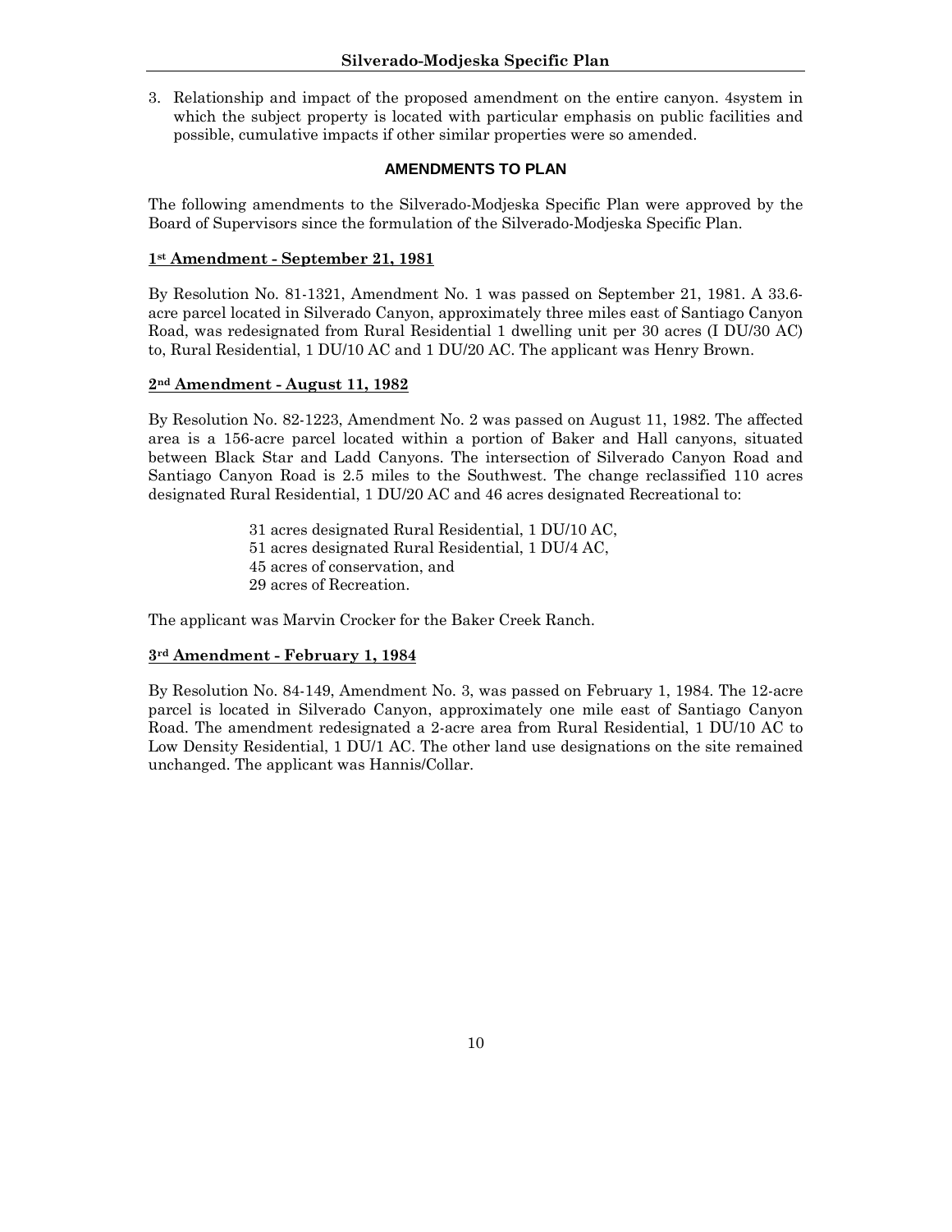3. Relationship and impact of the proposed amendment on the entire canyon. 4system in which the subject property is located with particular emphasis on public facilities and possible, cumulative impacts if other similar properties were so amended.

## AMENDMENTS TO PLAN

The following amendments to the Silverado-Modjeska Specific Plan were approved by the Board of Supervisors since the formulation of the Silverado-Modjeska Specific Plan.

### 1st Amendment - September 21, 1981

By Resolution No. 81-1321, Amendment No. 1 was passed on September 21, 1981. A 33.6-acre parcel located in Silverado Canyon, approximately three miles east of Santiago Canyon Road, was redesignated from Rural Residential 1 dwelling unit per 30 acres (I DU/30 AC) to, Rural Residential, 1 DU/10 AC and 1 DU/20 AC. The applicant was Henry Brown.

### 2nd Amendment - August 11, 1982

By Resolution No. 82-1223, Amendment No. 2 was passed on August 11, 1982. The affected area is a 156-acre parcel located within a portion of Baker and Hall canyons, situated between Black Star and Ladd Canyons. The intersection of Silverado Canyon Road and Santiago Canyon Road is 2.5 miles to the Southwest. The change reclassified 110 acres designated Rural Residential, 1 DU/20 AC and 46 acres designated Recreational to:

31 acres designated Rural Residential, 1 DU/10 AC,
51 acres designated Rural Residential, 1 DU/4 AC,
45 acres of conservation, and
29 acres of Recreation.

The applicant was Marvin Crocker for the Baker Creek Ranch.

### 3rd Amendment - February 1, 1984

By Resolution No. 84-149, Amendment No. 3, was passed on February 1, 1984. The 12-acre parcel is located in Silverado Canyon, approximately one mile east of Santiago Canyon Road. The amendment redesignated a 2-acre area from Rural Residential, 1 DU/10 AC to Low Density Residential, 1 DU/1 AC. The other land use designations on the site remained unchanged. The applicant was Hannis/Collar.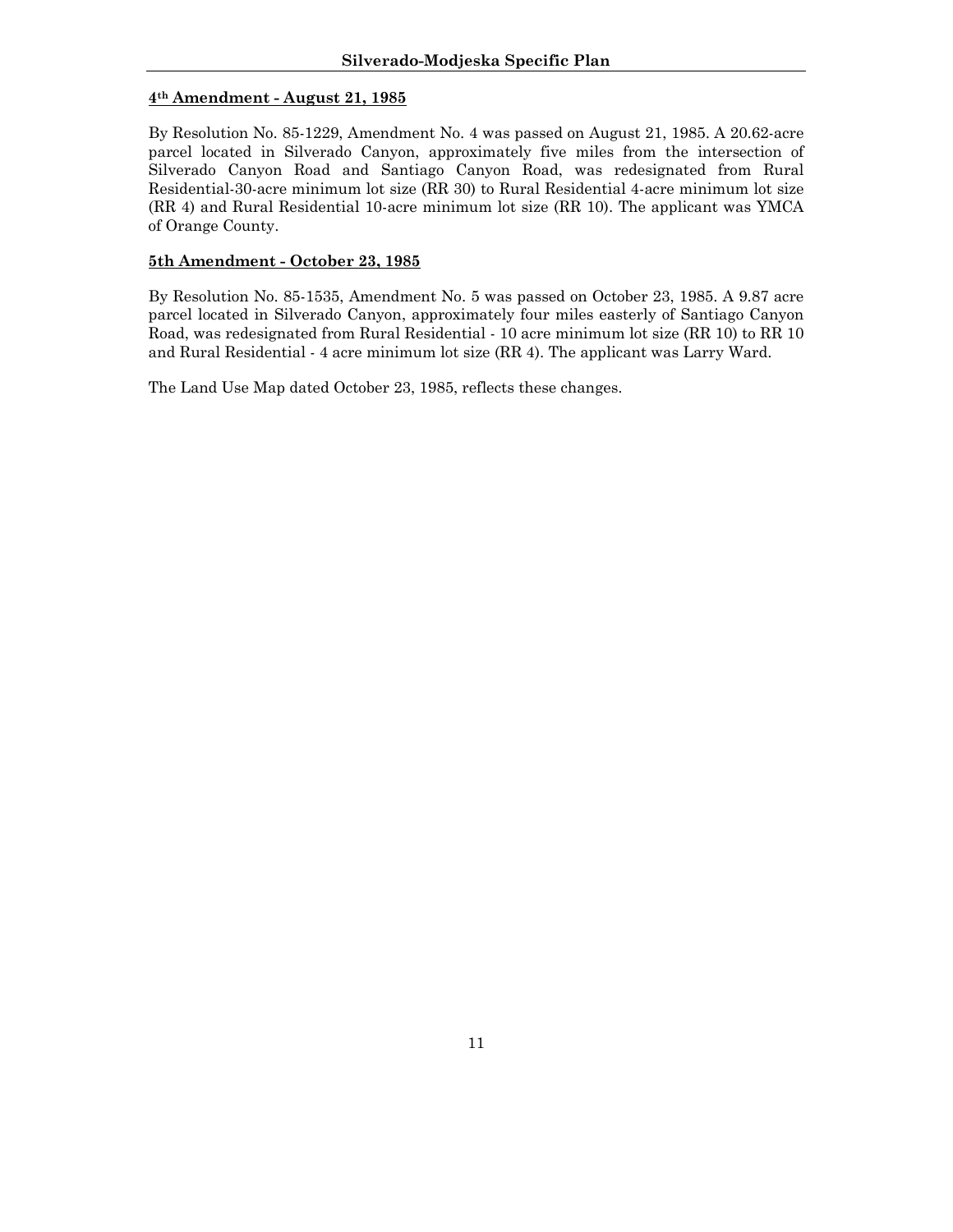**4th Amendment - August 21, 1985**

By Resolution No. 85-1229, Amendment No. 4 was passed on August 21, 1985. A 20.62-acre parcel located in Silverado Canyon, approximately five miles from the intersection of Silverado Canyon Road and Santiago Canyon Road, was redesignated from Rural Residential-30-acre minimum lot size (RR 30) to Rural Residential 4-acre minimum lot size (RR 4) and Rural Residential 10-acre minimum lot size (RR 10). The applicant was YMCA of Orange County.

**5th Amendment - October 23, 1985**

By Resolution No. 85-1535, Amendment No. 5 was passed on October 23, 1985. A 9.87 acre parcel located in Silverado Canyon, approximately four miles easterly of Santiago Canyon Road, was redesignated from Rural Residential - 10 acre minimum lot size (RR 10) to RR 10 and Rural Residential - 4 acre minimum lot size (RR 4). The applicant was Larry Ward.

The Land Use Map dated October 23, 1985, reflects these changes.